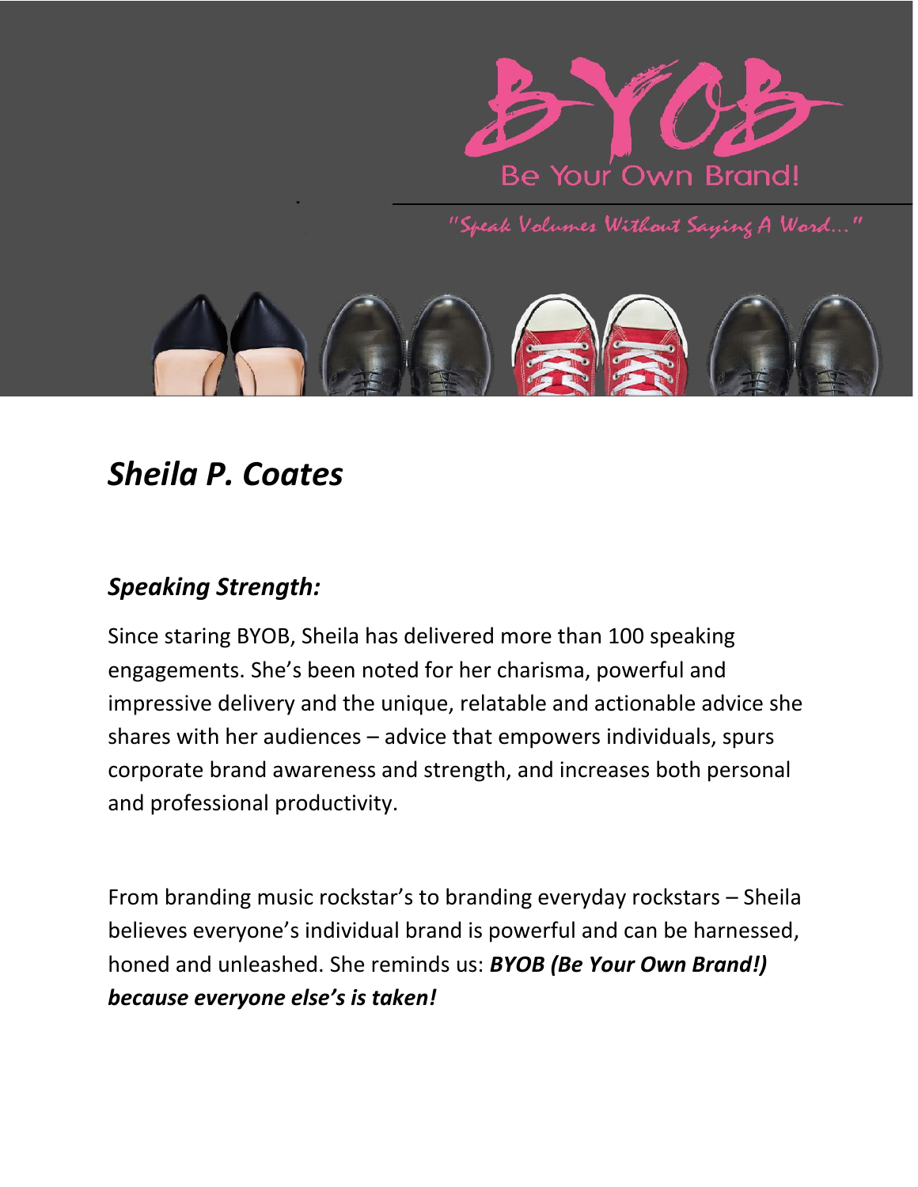# BYOB

Be Your Own Brand!

"Speak Volumes Without Saying A Word..."

## *Sheila P. Coates*

### *Speaking Strength:*

Since staring BYOB, Sheila has delivered more than 100 speaking engagements. She's been noted for her charisma, powerful and impressive delivery and the unique, relatable and actionable advice she shares with her audiences – advice that empowers individuals, spurs corporate brand awareness and strength, and increases both personal and professional productivity.

From branding music rockstar's to branding everyday rockstars – Sheila believes everyone's individual brand is powerful and can be harnessed, honed and unleashed. She reminds us: ***BYOB (Be Your Own Brand!) because everyone else's is taken!***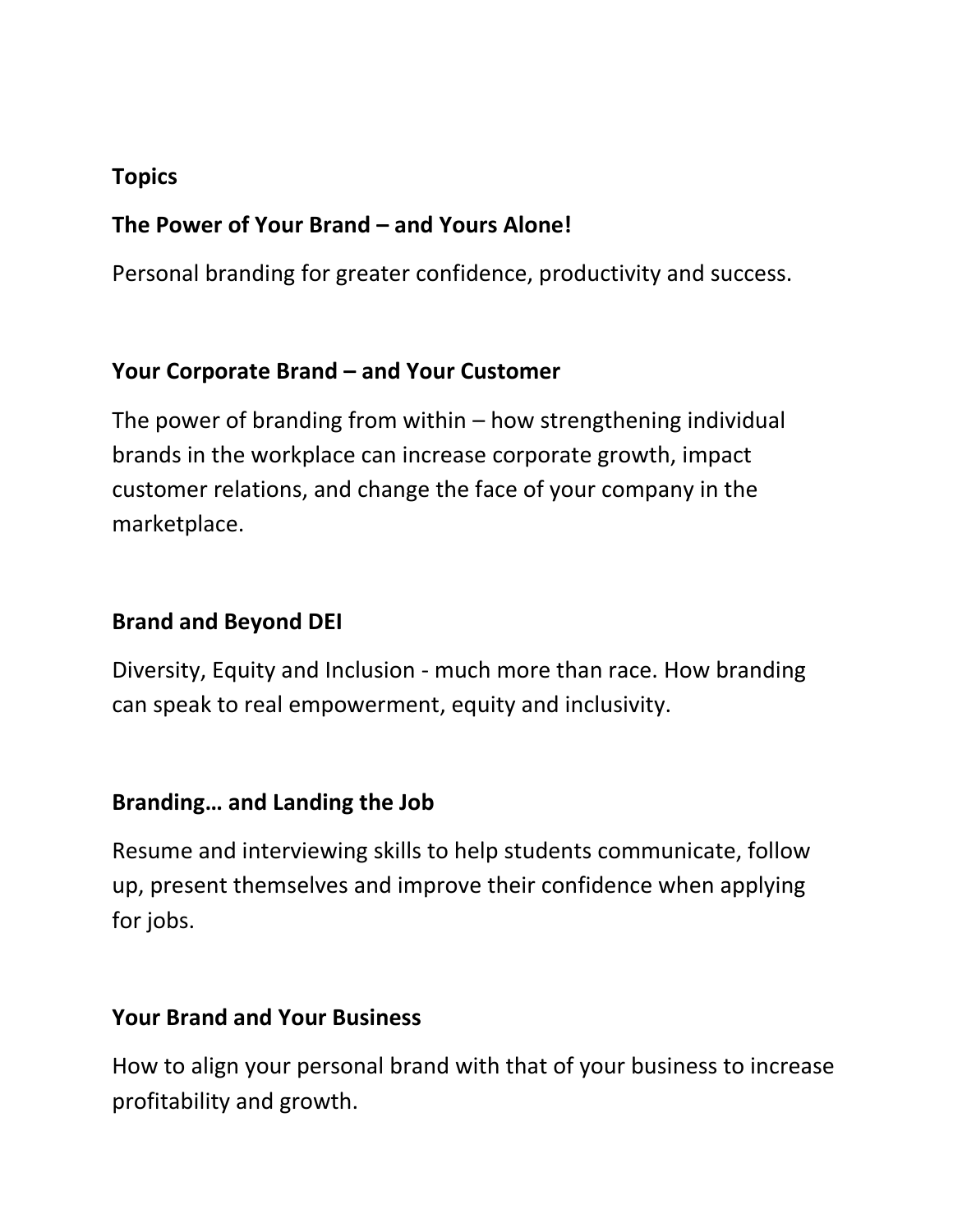## Topics

### The Power of Your Brand – and Yours Alone!

Personal branding for greater confidence, productivity and success.

### Your Corporate Brand – and Your Customer

The power of branding from within – how strengthening individual brands in the workplace can increase corporate growth, impact customer relations, and change the face of your company in the marketplace.

### Brand and Beyond DEI

Diversity, Equity and Inclusion - much more than race. How branding can speak to real empowerment, equity and inclusivity.

### Branding… and Landing the Job

Resume and interviewing skills to help students communicate, follow up, present themselves and improve their confidence when applying for jobs.

### Your Brand and Your Business

How to align your personal brand with that of your business to increase profitability and growth.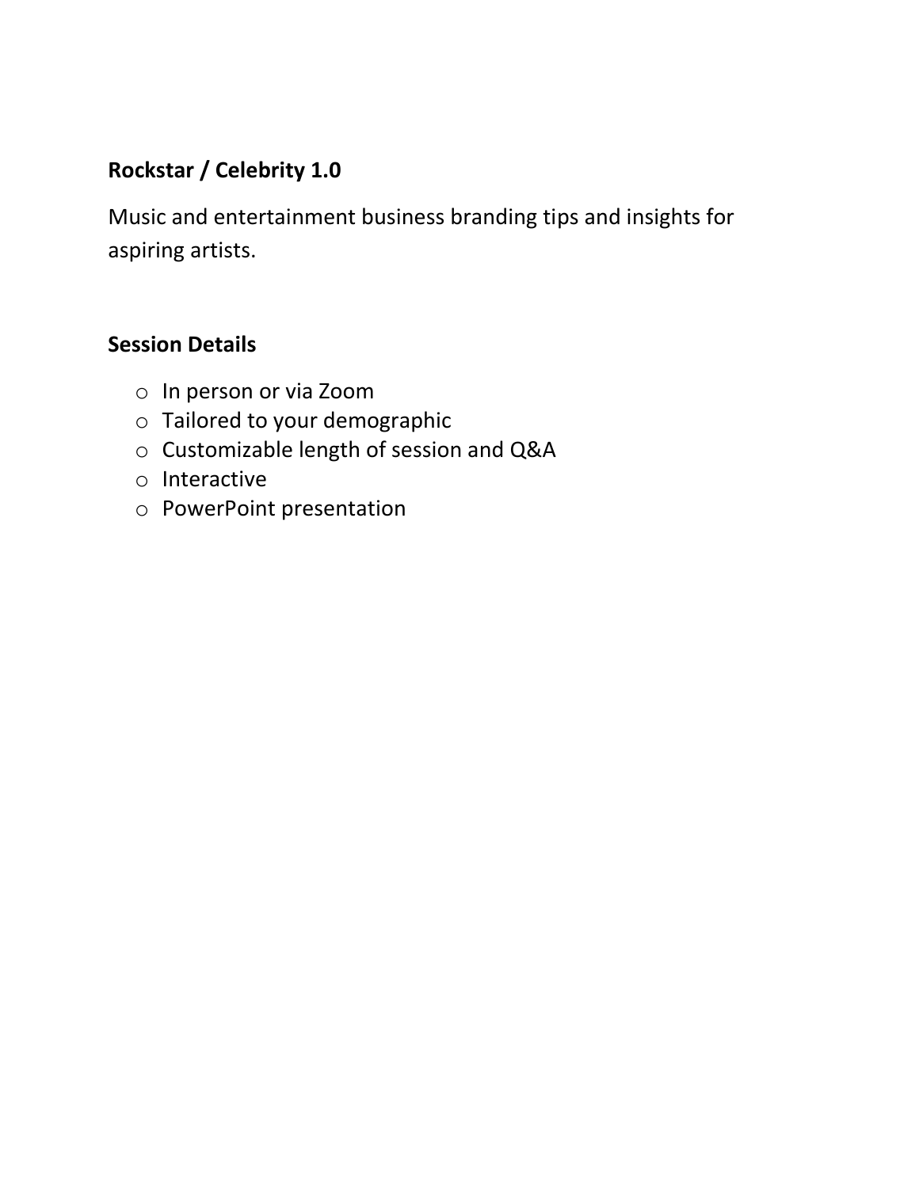## Rockstar / Celebrity 1.0

Music and entertainment business branding tips and insights for aspiring artists.

## Session Details

- In person or via Zoom
- Tailored to your demographic
- Customizable length of session and Q&A
- Interactive
- PowerPoint presentation